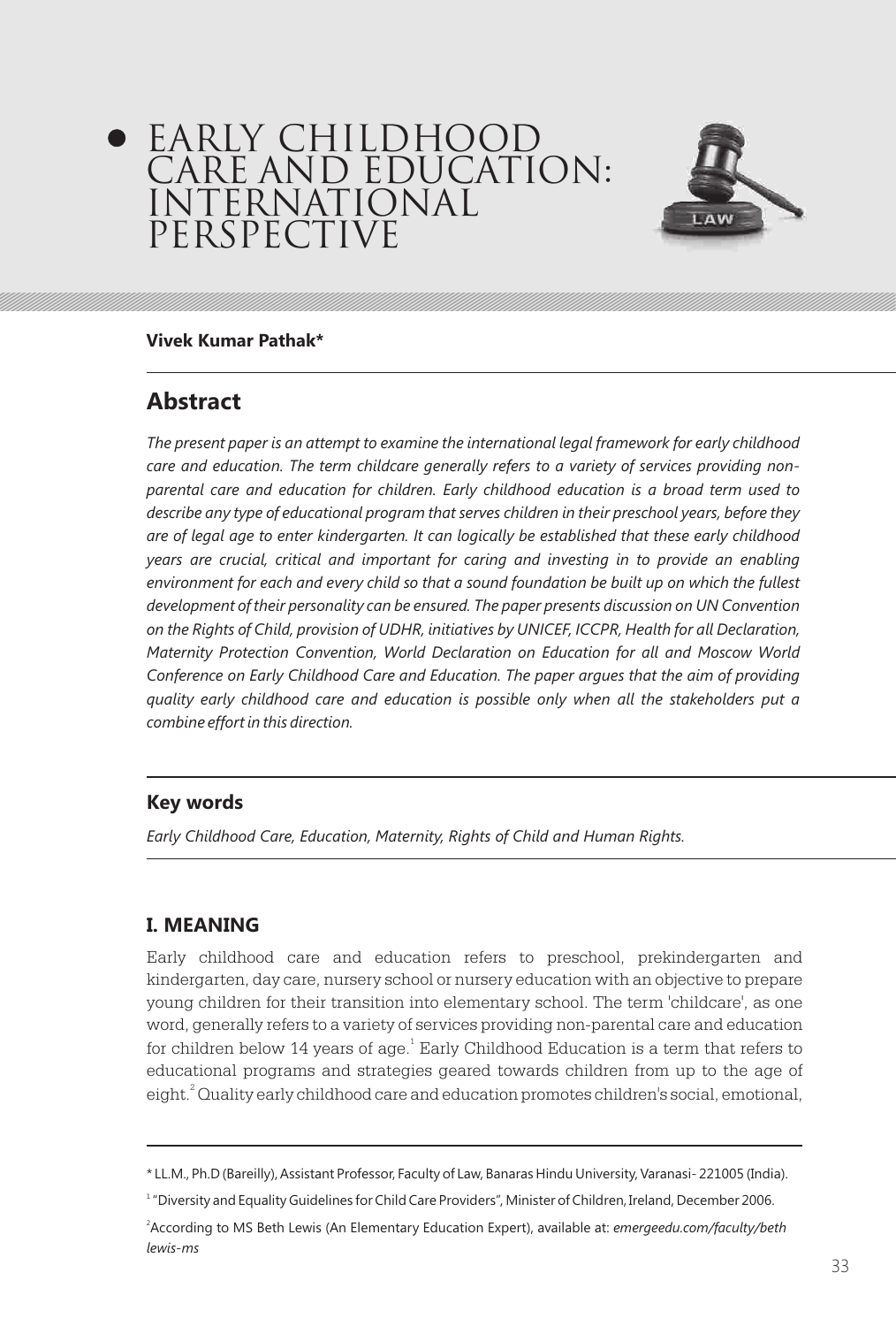# EARLY CHILDHOOD CARE AND EDUCATION: INTERNATIONAL PERSPECTIVE

**Vivek Kumar Pathak***

## Abstract

*The present paper is an attempt to examine the international legal framework for early childhood care and education. The term childcare generally refers to a variety of services providing non-parental care and education for children. Early childhood education is a broad term used to describe any type of educational program that serves children in their preschool years, before they are of legal age to enter kindergarten. It can logically be established that these early childhood years are crucial, critical and important for caring and investing in to provide an enabling environment for each and every child so that a sound foundation be built up on which the fullest development of their personality can be ensured. The paper presents discussion on UN Convention on the Rights of Child, provision of UDHR, initiatives by UNICEF, ICCPR, Health for all Declaration, Maternity Protection Convention, World Declaration on Education for all and Moscow World Conference on Early Childhood Care and Education. The paper argues that the aim of providing quality early childhood care and education is possible only when all the stakeholders put a combine effort in this direction.*

### Key words

*Early Childhood Care, Education, Maternity, Rights of Child and Human Rights.*

### I. MEANING

Early childhood care and education refers to preschool, prekindergarten and kindergarten, day care, nursery school or nursery education with an objective to prepare young children for their transition into elementary school. The term 'childcare', as one word, generally refers to a variety of services providing non-parental care and education for children below 14 years of age.[1] Early Childhood Education is a term that refers to educational programs and strategies geared towards children from up to the age of eight.[2] Quality early childhood care and education promotes children's social, emotional,

---

\* LL.M., Ph.D (Bareilly), Assistant Professor, Faculty of Law, Banaras Hindu University, Varanasi- 221005 (India).

[1] "Diversity and Equality Guidelines for Child Care Providers", Minister of Children, Ireland, December 2006.

[2] According to MS Beth Lewis (An Elementary Education Expert), available at: *emergeedu.com/faculty/beth lewis-ms*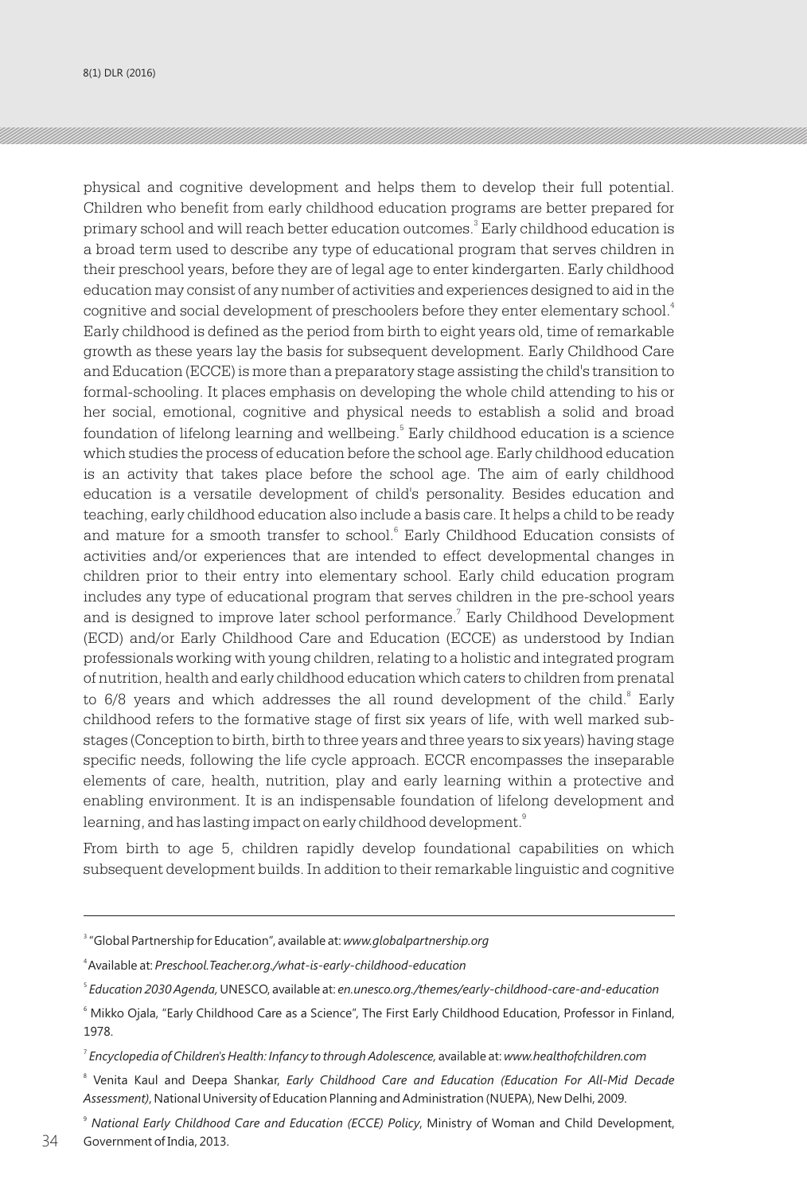physical and cognitive development and helps them to develop their full potential. Children who benefit from early childhood education programs are better prepared for primary school and will reach better education outcomes.[3] Early childhood education is a broad term used to describe any type of educational program that serves children in their preschool years, before they are of legal age to enter kindergarten. Early childhood education may consist of any number of activities and experiences designed to aid in the cognitive and social development of preschoolers before they enter elementary school.[4] Early childhood is defined as the period from birth to eight years old, time of remarkable growth as these years lay the basis for subsequent development. Early Childhood Care and Education (ECCE) is more than a preparatory stage assisting the child's transition to formal-schooling. It places emphasis on developing the whole child attending to his or her social, emotional, cognitive and physical needs to establish a solid and broad foundation of lifelong learning and wellbeing.[5] Early childhood education is a science which studies the process of education before the school age. Early childhood education is an activity that takes place before the school age. The aim of early childhood education is a versatile development of child's personality. Besides education and teaching, early childhood education also include a basis care. It helps a child to be ready and mature for a smooth transfer to school.[6] Early Childhood Education consists of activities and/or experiences that are intended to effect developmental changes in children prior to their entry into elementary school. Early child education program includes any type of educational program that serves children in the pre-school years and is designed to improve later school performance.[7] Early Childhood Development (ECD) and/or Early Childhood Care and Education (ECCE) as understood by Indian professionals working with young children, relating to a holistic and integrated program of nutrition, health and early childhood education which caters to children from prenatal to 6/8 years and which addresses the all round development of the child.[8] Early childhood refers to the formative stage of first six years of life, with well marked sub-stages (Conception to birth, birth to three years and three years to six years) having stage specific needs, following the life cycle approach. ECCR encompasses the inseparable elements of care, health, nutrition, play and early learning within a protective and enabling environment. It is an indispensable foundation of lifelong development and learning, and has lasting impact on early childhood development.[9]

From birth to age 5, children rapidly develop foundational capabilities on which subsequent development builds. In addition to their remarkable linguistic and cognitive

---

[3] "Global Partnership for Education", available at: *www.globalpartnership.org*

[4] Available at: *Preschool.Teacher.org./what-is-early-childhood-education*

[5] *Education 2030 Agenda,* UNESCO, available at: *en.unesco.org./themes/early-childhood-care-and-education*

[6] Mikko Ojala, "Early Childhood Care as a Science", The First Early Childhood Education, Professor in Finland, 1978.

[7] *Encyclopedia of Children's Health: Infancy to through Adolescence,* available at: *www.healthofchildren.com*

[8] Venita Kaul and Deepa Shankar, *Early Childhood Care and Education (Education For All-Mid Decade Assessment)*, National University of Education Planning and Administration (NUEPA), New Delhi, 2009.

[9] *National Early Childhood Care and Education (ECCE) Policy*, Ministry of Woman and Child Development, Government of India, 2013.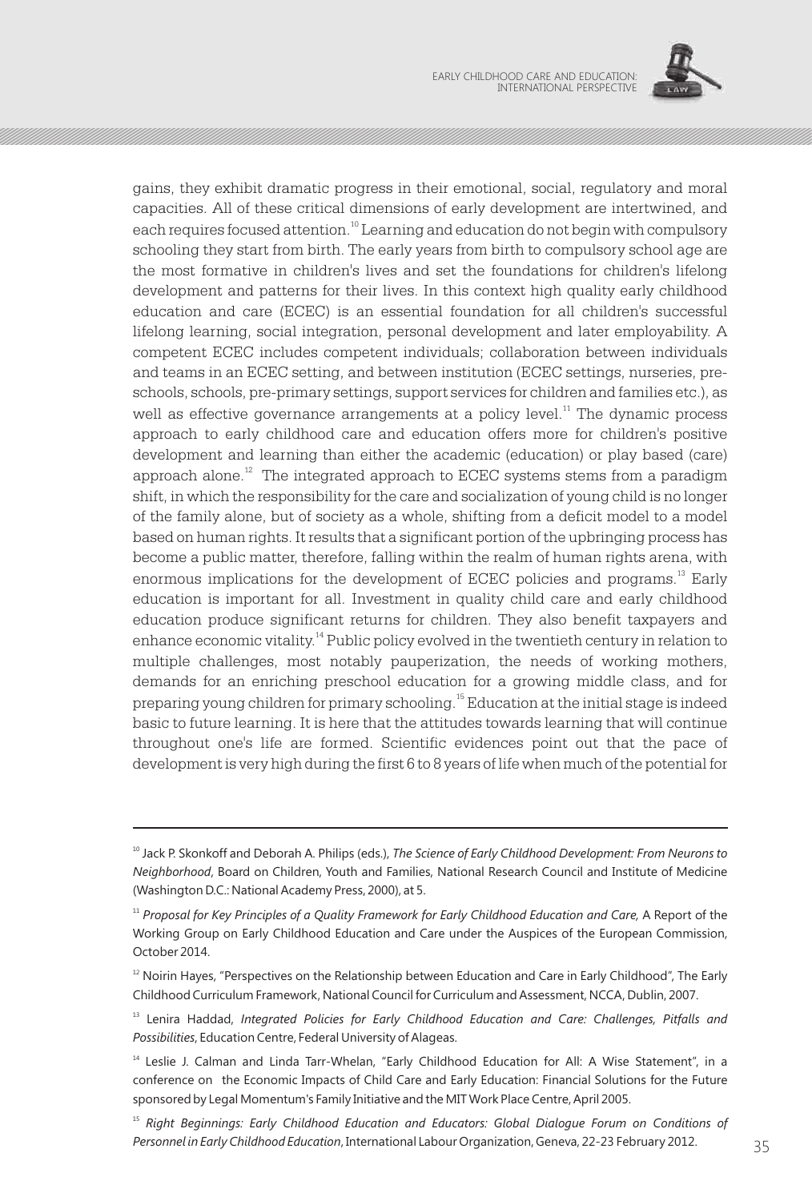gains, they exhibit dramatic progress in their emotional, social, regulatory and moral capacities. All of these critical dimensions of early development are intertwined, and each requires focused attention.[10] Learning and education do not begin with compulsory schooling they start from birth. The early years from birth to compulsory school age are the most formative in children's lives and set the foundations for children's lifelong development and patterns for their lives. In this context high quality early childhood education and care (ECEC) is an essential foundation for all children's successful lifelong learning, social integration, personal development and later employability. A competent ECEC includes competent individuals; collaboration between individuals and teams in an ECEC setting, and between institution (ECEC settings, nurseries, pre-schools, schools, pre-primary settings, support services for children and families etc.), as well as effective governance arrangements at a policy level.[11] The dynamic process approach to early childhood care and education offers more for children's positive development and learning than either the academic (education) or play based (care) approach alone.[12] The integrated approach to ECEC systems stems from a paradigm shift, in which the responsibility for the care and socialization of young child is no longer of the family alone, but of society as a whole, shifting from a deficit model to a model based on human rights. It results that a significant portion of the upbringing process has become a public matter, therefore, falling within the realm of human rights arena, with enormous implications for the development of ECEC policies and programs.[13] Early education is important for all. Investment in quality child care and early childhood education produce significant returns for children. They also benefit taxpayers and enhance economic vitality.[14] Public policy evolved in the twentieth century in relation to multiple challenges, most notably pauperization, the needs of working mothers, demands for an enriching preschool education for a growing middle class, and for preparing young children for primary schooling.[15] Education at the initial stage is indeed basic to future learning. It is here that the attitudes towards learning that will continue throughout one's life are formed. Scientific evidences point out that the pace of development is very high during the first 6 to 8 years of life when much of the potential for

---

[10] Jack P. Skonkoff and Deborah A. Philips (eds.), *The Science of Early Childhood Development: From Neurons to Neighborhood*, Board on Children, Youth and Families, National Research Council and Institute of Medicine (Washington D.C.: National Academy Press, 2000), at 5.

[11] *Proposal for Key Principles of a Quality Framework for Early Childhood Education and Care,* A Report of the Working Group on Early Childhood Education and Care under the Auspices of the European Commission, October 2014.

[12] Noirin Hayes, "Perspectives on the Relationship between Education and Care in Early Childhood", The Early Childhood Curriculum Framework, National Council for Curriculum and Assessment, NCCA, Dublin, 2007.

[13] Lenira Haddad, *Integrated Policies for Early Childhood Education and Care: Challenges, Pitfalls and Possibilities*, Education Centre, Federal University of Alageas.

[14] Leslie J. Calman and Linda Tarr-Whelan, "Early Childhood Education for All: A Wise Statement", in a conference on the Economic Impacts of Child Care and Early Education: Financial Solutions for the Future sponsored by Legal Momentum's Family Initiative and the MIT Work Place Centre, April 2005.

[15] *Right Beginnings: Early Childhood Education and Educators: Global Dialogue Forum on Conditions of Personnel in Early Childhood Education*, International Labour Organization, Geneva, 22-23 February 2012.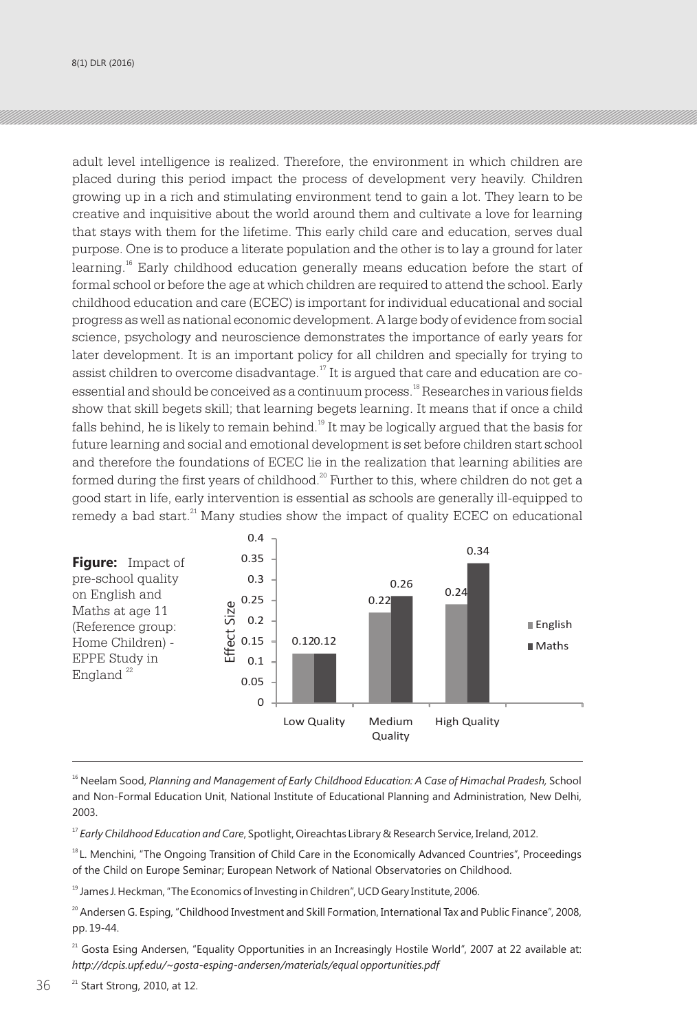adult level intelligence is realized. Therefore, the environment in which children are placed during this period impact the process of development very heavily. Children growing up in a rich and stimulating environment tend to gain a lot. They learn to be creative and inquisitive about the world around them and cultivate a love for learning that stays with them for the lifetime. This early child care and education, serves dual purpose. One is to produce a literate population and the other is to lay a ground for later learning.[16] Early childhood education generally means education before the start of formal school or before the age at which children are required to attend the school. Early childhood education and care (ECEC) is important for individual educational and social progress as well as national economic development. A large body of evidence from social science, psychology and neuroscience demonstrates the importance of early years for later development. It is an important policy for all children and specially for trying to assist children to overcome disadvantage.[17] It is argued that care and education are co-essential and should be conceived as a continuum process.[18] Researches in various fields show that skill begets skill; that learning begets learning. It means that if once a child falls behind, he is likely to remain behind.[19] It may be logically argued that the basis for future learning and social and emotional development is set before children start school and therefore the foundations of ECEC lie in the realization that learning abilities are formed during the first years of childhood.[20] Further to this, where children do not get a good start in life, early intervention is essential as schools are generally ill-equipped to remedy a bad start.[21] Many studies show the impact of quality ECEC on educational

**Figure:** Impact of pre-school quality on English and Maths at age 11 (Reference group: Home Children) - EPPE Study in England [22]

| Quality | English | Maths |
|---|---|---|
| Low Quality | 0.12 | 0.12 |
| Medium Quality | 0.22 | 0.26 |
| High Quality | 0.24 | 0.34 |

---

[16] Neelam Sood, *Planning and Management of Early Childhood Education: A Case of Himachal Pradesh,* School and Non-Formal Education Unit, National Institute of Educational Planning and Administration, New Delhi, 2003.

[17] *Early Childhood Education and Care*, Spotlight, Oireachtas Library & Research Service, Ireland, 2012.

[18] L. Menchini, "The Ongoing Transition of Child Care in the Economically Advanced Countries", Proceedings of the Child on Europe Seminar; European Network of National Observatories on Childhood.

[19] James J. Heckman, "The Economics of Investing in Children", UCD Geary Institute, 2006.

[20] Andersen G. Esping, "Childhood Investment and Skill Formation, International Tax and Public Finance", 2008, pp. 19-44.

[21] Gosta Esing Andersen, "Equality Opportunities in an Increasingly Hostile World", 2007 at 22 available at: *http://dcpis.upf.edu/~gosta-esping-andersen/materials/equal opportunities.pdf*

[21] Start Strong, 2010, at 12.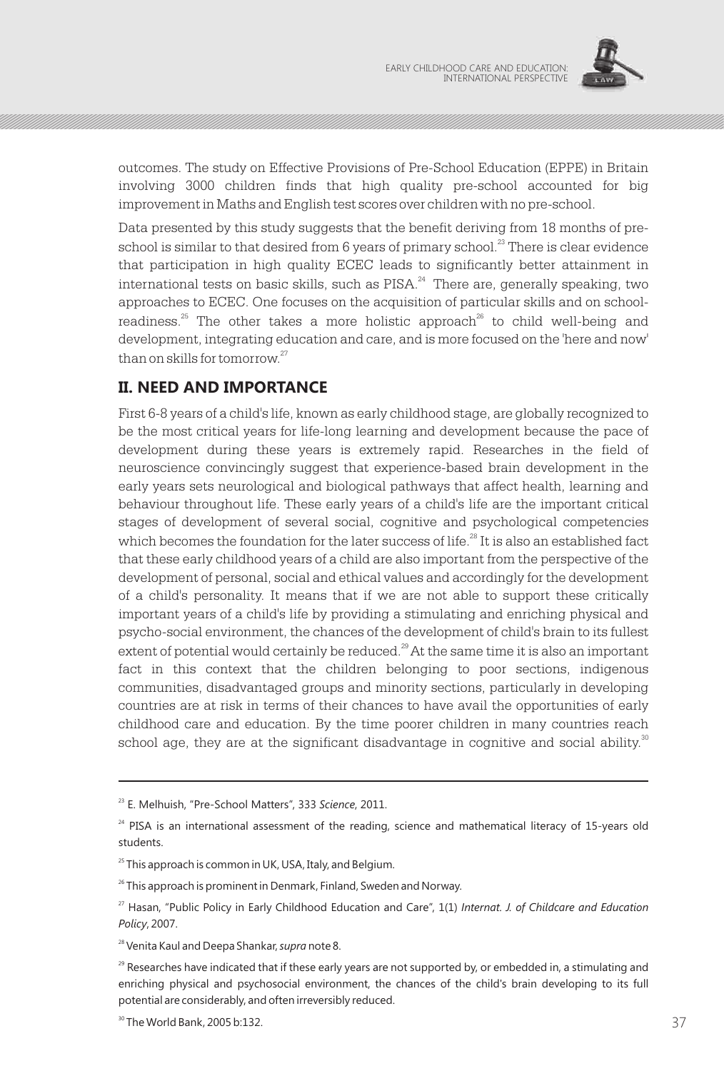outcomes. The study on Effective Provisions of Pre-School Education (EPPE) in Britain involving 3000 children finds that high quality pre-school accounted for big improvement in Maths and English test scores over children with no pre-school.

Data presented by this study suggests that the benefit deriving from 18 months of pre-school is similar to that desired from 6 years of primary school.[23] There is clear evidence that participation in high quality ECEC leads to significantly better attainment in international tests on basic skills, such as PISA.[24] There are, generally speaking, two approaches to ECEC. One focuses on the acquisition of particular skills and on school-readiness.[25] The other takes a more holistic approach[26] to child well-being and development, integrating education and care, and is more focused on the 'here and now' than on skills for tomorrow.[27]

## II. NEED AND IMPORTANCE

First 6-8 years of a child's life, known as early childhood stage, are globally recognized to be the most critical years for life-long learning and development because the pace of development during these years is extremely rapid. Researches in the field of neuroscience convincingly suggest that experience-based brain development in the early years sets neurological and biological pathways that affect health, learning and behaviour throughout life. These early years of a child's life are the important critical stages of development of several social, cognitive and psychological competencies which becomes the foundation for the later success of life.[28] It is also an established fact that these early childhood years of a child are also important from the perspective of the development of personal, social and ethical values and accordingly for the development of a child's personality. It means that if we are not able to support these critically important years of a child's life by providing a stimulating and enriching physical and psycho-social environment, the chances of the development of child's brain to its fullest extent of potential would certainly be reduced.[29] At the same time it is also an important fact in this context that the children belonging to poor sections, indigenous communities, disadvantaged groups and minority sections, particularly in developing countries are at risk in terms of their chances to have avail the opportunities of early childhood care and education. By the time poorer children in many countries reach school age, they are at the significant disadvantage in cognitive and social ability.[30]

---

[23] E. Melhuish, "Pre-School Matters", 333 *Science*, 2011.

[24] PISA is an international assessment of the reading, science and mathematical literacy of 15-years old students.

[25] This approach is common in UK, USA, Italy, and Belgium.

[26] This approach is prominent in Denmark, Finland, Sweden and Norway.

[27] Hasan, "Public Policy in Early Childhood Education and Care", 1(1) *Internat. J. of Childcare and Education Policy*, 2007.

[28] Venita Kaul and Deepa Shankar, *supra* note 8.

[29] Researches have indicated that if these early years are not supported by, or embedded in, a stimulating and enriching physical and psychosocial environment, the chances of the child's brain developing to its full potential are considerably, and often irreversibly reduced.

[30] The World Bank, 2005 b:132.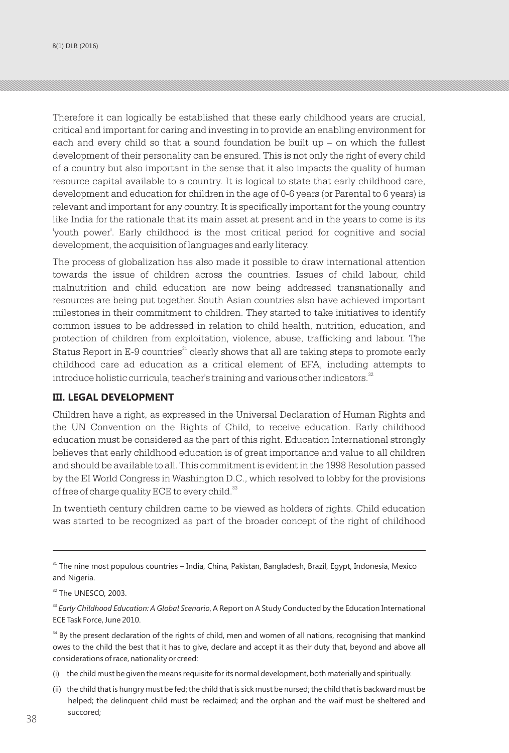Therefore it can logically be established that these early childhood years are crucial, critical and important for caring and investing in to provide an enabling environment for each and every child so that a sound foundation be built up – on which the fullest development of their personality can be ensured. This is not only the right of every child of a country but also important in the sense that it also impacts the quality of human resource capital available to a country. It is logical to state that early childhood care, development and education for children in the age of 0-6 years (or Parental to 6 years) is relevant and important for any country. It is specifically important for the young country like India for the rationale that its main asset at present and in the years to come is its 'youth power'. Early childhood is the most critical period for cognitive and social development, the acquisition of languages and early literacy.

The process of globalization has also made it possible to draw international attention towards the issue of children across the countries. Issues of child labour, child malnutrition and child education are now being addressed transnationally and resources are being put together. South Asian countries also have achieved important milestones in their commitment to children. They started to take initiatives to identify common issues to be addressed in relation to child health, nutrition, education, and protection of children from exploitation, violence, abuse, trafficking and labour. The Status Report in E-9 countries[31] clearly shows that all are taking steps to promote early childhood care ad education as a critical element of EFA, including attempts to introduce holistic curricula, teacher's training and various other indicators.[32]

## III. LEGAL DEVELOPMENT

Children have a right, as expressed in the Universal Declaration of Human Rights and the UN Convention on the Rights of Child, to receive education. Early childhood education must be considered as the part of this right. Education International strongly believes that early childhood education is of great importance and value to all children and should be available to all. This commitment is evident in the 1998 Resolution passed by the EI World Congress in Washington D.C., which resolved to lobby for the provisions of free of charge quality ECE to every child.[33]

In twentieth century children came to be viewed as holders of rights. Child education was started to be recognized as part of the broader concept of the right of childhood

---

[31] The nine most populous countries – India, China, Pakistan, Bangladesh, Brazil, Egypt, Indonesia, Mexico and Nigeria.

[32] The UNESCO, 2003.

[33] *Early Childhood Education: A Global Scenario*, A Report on A Study Conducted by the Education International ECE Task Force, June 2010.

[34] By the present declaration of the rights of child, men and women of all nations, recognising that mankind owes to the child the best that it has to give, declare and accept it as their duty that, beyond and above all considerations of race, nationality or creed:

(i) the child must be given the means requisite for its normal development, both materially and spiritually.

(ii) the child that is hungry must be fed; the child that is sick must be nursed; the child that is backward must be helped; the delinquent child must be reclaimed; and the orphan and the waif must be sheltered and succored;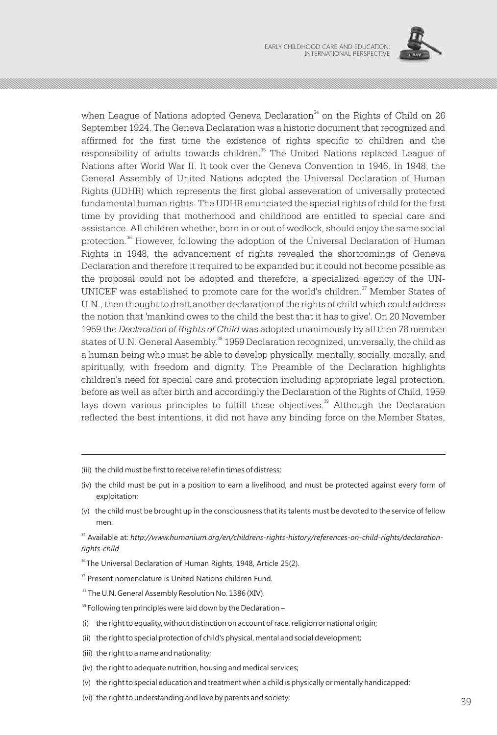when League of Nations adopted Geneva Declaration[34] on the Rights of Child on 26 September 1924. The Geneva Declaration was a historic document that recognized and affirmed for the first time the existence of rights specific to children and the responsibility of adults towards children.[35] The United Nations replaced League of Nations after World War II. It took over the Geneva Convention in 1946. In 1948, the General Assembly of United Nations adopted the Universal Declaration of Human Rights (UDHR) which represents the first global asseveration of universally protected fundamental human rights. The UDHR enunciated the special rights of child for the first time by providing that motherhood and childhood are entitled to special care and assistance. All children whether, born in or out of wedlock, should enjoy the same social protection.[36] However, following the adoption of the Universal Declaration of Human Rights in 1948, the advancement of rights revealed the shortcomings of Geneva Declaration and therefore it required to be expanded but it could not become possible as the proposal could not be adopted and therefore, a specialized agency of the UN-UNICEF was established to promote care for the world's children.[37] Member States of U.N., then thought to draft another declaration of the rights of child which could address the notion that 'mankind owes to the child the best that it has to give'. On 20 November 1959 the *Declaration of Rights of Child* was adopted unanimously by all then 78 member states of U.N. General Assembly.[38] 1959 Declaration recognized, universally, the child as a human being who must be able to develop physically, mentally, socially, morally, and spiritually, with freedom and dignity. The Preamble of the Declaration highlights children's need for special care and protection including appropriate legal protection, before as well as after birth and accordingly the Declaration of the Rights of Child, 1959 lays down various principles to fulfill these objectives.[39] Although the Declaration reflected the best intentions, it did not have any binding force on the Member States,

---

(iii) the child must be first to receive relief in times of distress;

(iv) the child must be put in a position to earn a livelihood, and must be protected against every form of exploitation;

(v) the child must be brought up in the consciousness that its talents must be devoted to the service of fellow men.

[35] Available at: *http://www.humanium.org/en/childrens-rights-history/references-on-child-rights/declaration-rights-child*

[36] The Universal Declaration of Human Rights, 1948, Article 25(2).

[37] Present nomenclature is United Nations children Fund.

[38] The U.N. General Assembly Resolution No. 1386 (XIV).

[39] Following ten principles were laid down by the Declaration –

(i) the right to equality, without distinction on account of race, religion or national origin;

(ii) the right to special protection of child's physical, mental and social development;

(iii) the right to a name and nationality;

(iv) the right to adequate nutrition, housing and medical services;

(v) the right to special education and treatment when a child is physically or mentally handicapped;

(vi) the right to understanding and love by parents and society;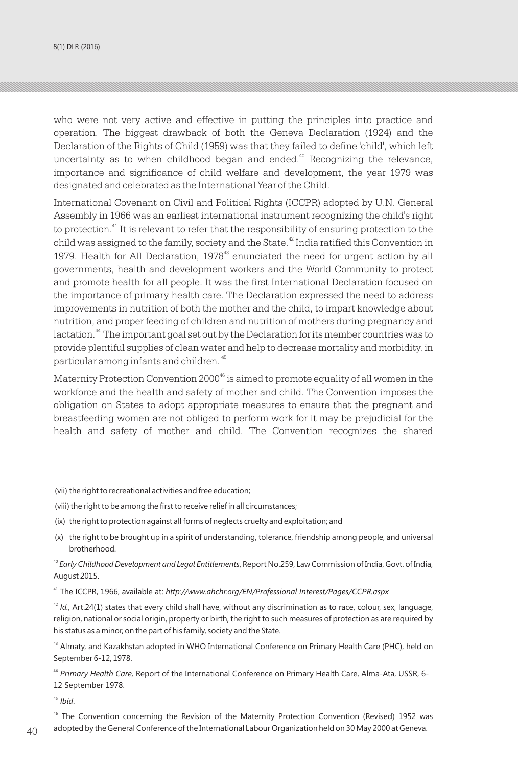who were not very active and effective in putting the principles into practice and operation. The biggest drawback of both the Geneva Declaration (1924) and the Declaration of the Rights of Child (1959) was that they failed to define 'child', which left uncertainty as to when childhood began and ended.[40] Recognizing the relevance, importance and significance of child welfare and development, the year 1979 was designated and celebrated as the International Year of the Child.

International Covenant on Civil and Political Rights (ICCPR) adopted by U.N. General Assembly in 1966 was an earliest international instrument recognizing the child's right to protection.[41] It is relevant to refer that the responsibility of ensuring protection to the child was assigned to the family, society and the State.[42] India ratified this Convention in 1979. Health for All Declaration, 1978[43] enunciated the need for urgent action by all governments, health and development workers and the World Community to protect and promote health for all people. It was the first International Declaration focused on the importance of primary health care. The Declaration expressed the need to address improvements in nutrition of both the mother and the child, to impart knowledge about nutrition, and proper feeding of children and nutrition of mothers during pregnancy and lactation.[44] The important goal set out by the Declaration for its member countries was to provide plentiful supplies of clean water and help to decrease mortality and morbidity, in particular among infants and children.[45]

Maternity Protection Convention 2000[46] is aimed to promote equality of all women in the workforce and the health and safety of mother and child. The Convention imposes the obligation on States to adopt appropriate measures to ensure that the pregnant and breastfeeding women are not obliged to perform work for it may be prejudicial for the health and safety of mother and child. The Convention recognizes the shared

---

(vii) the right to recreational activities and free education;

(viii) the right to be among the first to receive relief in all circumstances;

(ix) the right to protection against all forms of neglects cruelty and exploitation; and

(x) the right to be brought up in a spirit of understanding, tolerance, friendship among people, and universal brotherhood.

[40] *Early Childhood Development and Legal Entitlements*, Report No.259, Law Commission of India, Govt. of India, August 2015.

[41] The ICCPR, 1966, available at: *http://www.ahchr.org/EN/Professional Interest/Pages/CCPR.aspx*

[42] *Id.,* Art.24(1) states that every child shall have, without any discrimination as to race, colour, sex, language, religion, national or social origin, property or birth, the right to such measures of protection as are required by his status as a minor, on the part of his family, society and the State.

[43] Almaty, and Kazakhstan adopted in WHO International Conference on Primary Health Care (PHC), held on September 6-12, 1978.

[44] *Primary Health Care,* Report of the International Conference on Primary Health Care, Alma-Ata, USSR, 6-12 September 1978.

[45] *Ibid*.

[46] The Convention concerning the Revision of the Maternity Protection Convention (Revised) 1952 was adopted by the General Conference of the International Labour Organization held on 30 May 2000 at Geneva.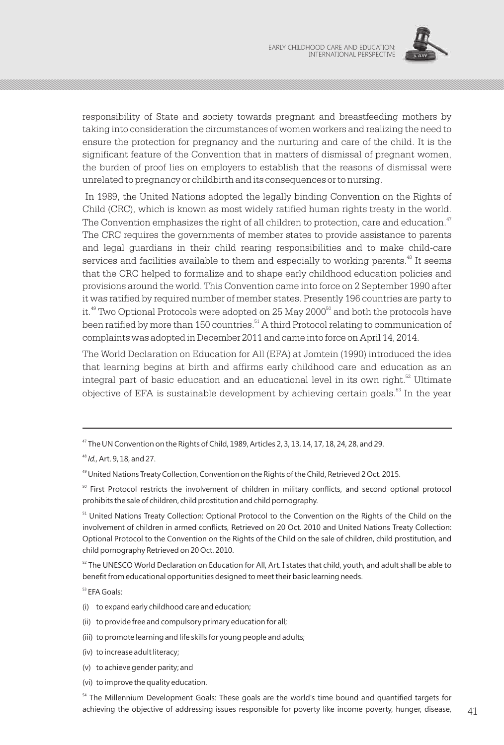responsibility of State and society towards pregnant and breastfeeding mothers by taking into consideration the circumstances of women workers and realizing the need to ensure the protection for pregnancy and the nurturing and care of the child. It is the significant feature of the Convention that in matters of dismissal of pregnant women, the burden of proof lies on employers to establish that the reasons of dismissal were unrelated to pregnancy or childbirth and its consequences or to nursing.

In 1989, the United Nations adopted the legally binding Convention on the Rights of Child (CRC), which is known as most widely ratified human rights treaty in the world. The Convention emphasizes the right of all children to protection, care and education.[47] The CRC requires the governments of member states to provide assistance to parents and legal guardians in their child rearing responsibilities and to make child-care services and facilities available to them and especially to working parents.[48] It seems that the CRC helped to formalize and to shape early childhood education policies and provisions around the world. This Convention came into force on 2 September 1990 after it was ratified by required number of member states. Presently 196 countries are party to it.[49] Two Optional Protocols were adopted on 25 May 2000[50] and both the protocols have been ratified by more than 150 countries.[51] A third Protocol relating to communication of complaints was adopted in December 2011 and came into force on April 14, 2014.

The World Declaration on Education for All (EFA) at Jomtein (1990) introduced the idea that learning begins at birth and affirms early childhood care and education as an integral part of basic education and an educational level in its own right.[52] Ultimate objective of EFA is sustainable development by achieving certain goals.[53] In the year

---

[47] The UN Convention on the Rights of Child, 1989, Articles 2, 3, 13, 14, 17, 18, 24, 28, and 29.

[48] *Id.,* Art. 9, 18, and 27.

[49] United Nations Treaty Collection, Convention on the Rights of the Child, Retrieved 2 Oct. 2015.

[50] First Protocol restricts the involvement of children in military conflicts, and second optional protocol prohibits the sale of children, child prostitution and child pornography.

[51] United Nations Treaty Collection: Optional Protocol to the Convention on the Rights of the Child on the involvement of children in armed conflicts, Retrieved on 20 Oct. 2010 and United Nations Treaty Collection: Optional Protocol to the Convention on the Rights of the Child on the sale of children, child prostitution, and child pornography Retrieved on 20 Oct. 2010.

[52] The UNESCO World Declaration on Education for All, Art. I states that child, youth, and adult shall be able to benefit from educational opportunities designed to meet their basic learning needs.

[53] EFA Goals:

(i) to expand early childhood care and education;

(ii) to provide free and compulsory primary education for all;

(iii) to promote learning and life skills for young people and adults;

(iv) to increase adult literacy;

(v) to achieve gender parity; and

(vi) to improve the quality education.

[54] The Millennium Development Goals: These goals are the world's time bound and quantified targets for achieving the objective of addressing issues responsible for poverty like income poverty, hunger, disease,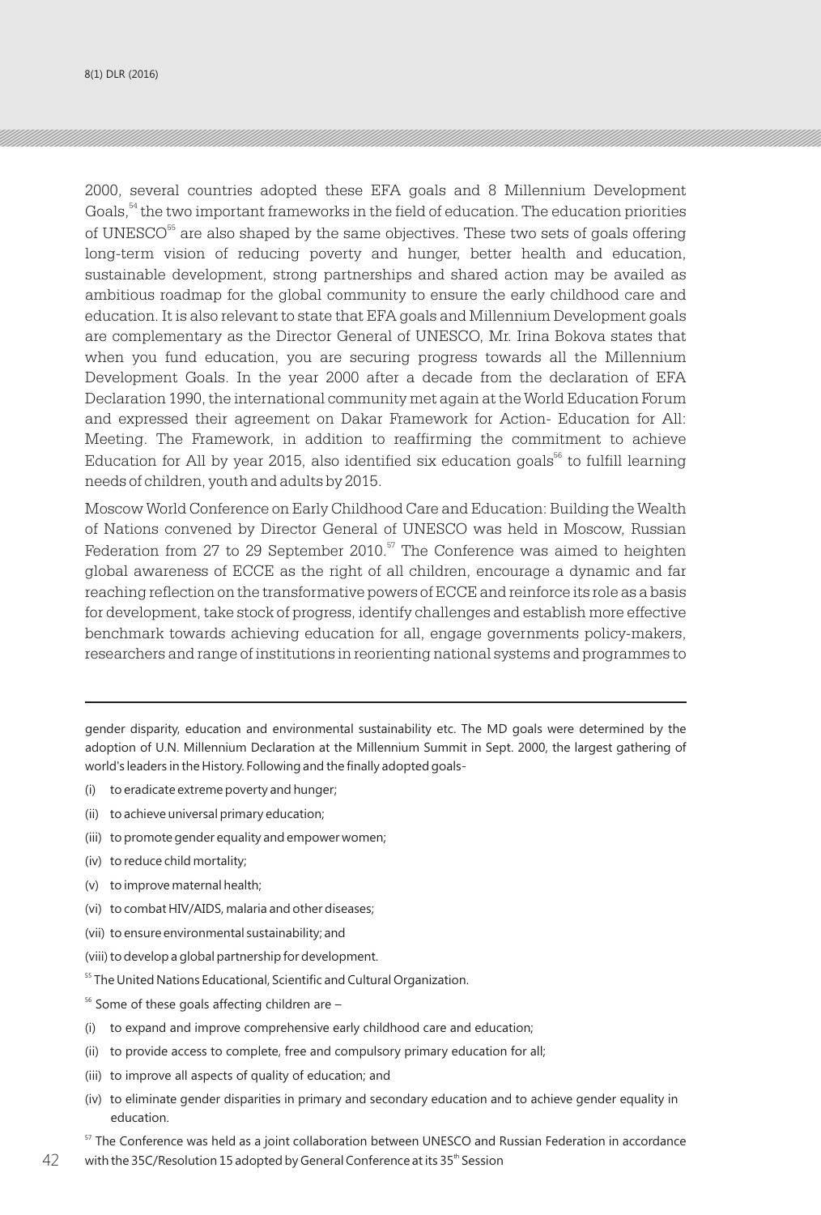2000, several countries adopted these EFA goals and 8 Millennium Development Goals,[54] the two important frameworks in the field of education. The education priorities of UNESCO[55] are also shaped by the same objectives. These two sets of goals offering long-term vision of reducing poverty and hunger, better health and education, sustainable development, strong partnerships and shared action may be availed as ambitious roadmap for the global community to ensure the early childhood care and education. It is also relevant to state that EFA goals and Millennium Development goals are complementary as the Director General of UNESCO, Mr. Irina Bokova states that when you fund education, you are securing progress towards all the Millennium Development Goals. In the year 2000 after a decade from the declaration of EFA Declaration 1990, the international community met again at the World Education Forum and expressed their agreement on Dakar Framework for Action- Education for All: Meeting. The Framework, in addition to reaffirming the commitment to achieve Education for All by year 2015, also identified six education goals[56] to fulfill learning needs of children, youth and adults by 2015.

Moscow World Conference on Early Childhood Care and Education: Building the Wealth of Nations convened by Director General of UNESCO was held in Moscow, Russian Federation from 27 to 29 September 2010.[57] The Conference was aimed to heighten global awareness of ECCE as the right of all children, encourage a dynamic and far reaching reflection on the transformative powers of ECCE and reinforce its role as a basis for development, take stock of progress, identify challenges and establish more effective benchmark towards achieving education for all, engage governments policy-makers, researchers and range of institutions in reorienting national systems and programmes to

---

gender disparity, education and environmental sustainability etc. The MD goals were determined by the adoption of U.N. Millennium Declaration at the Millennium Summit in Sept. 2000, the largest gathering of world's leaders in the History. Following and the finally adopted goals-

(i) to eradicate extreme poverty and hunger;

(ii) to achieve universal primary education;

(iii) to promote gender equality and empower women;

(iv) to reduce child mortality;

(v) to improve maternal health;

(vi) to combat HIV/AIDS, malaria and other diseases;

(vii) to ensure environmental sustainability; and

(viii) to develop a global partnership for development.

[55] The United Nations Educational, Scientific and Cultural Organization.

[56] Some of these goals affecting children are –

(i) to expand and improve comprehensive early childhood care and education;

(ii) to provide access to complete, free and compulsory primary education for all;

(iii) to improve all aspects of quality of education; and

(iv) to eliminate gender disparities in primary and secondary education and to achieve gender equality in education.

[57] The Conference was held as a joint collaboration between UNESCO and Russian Federation in accordance with the 35C/Resolution 15 adopted by General Conference at its 35th Session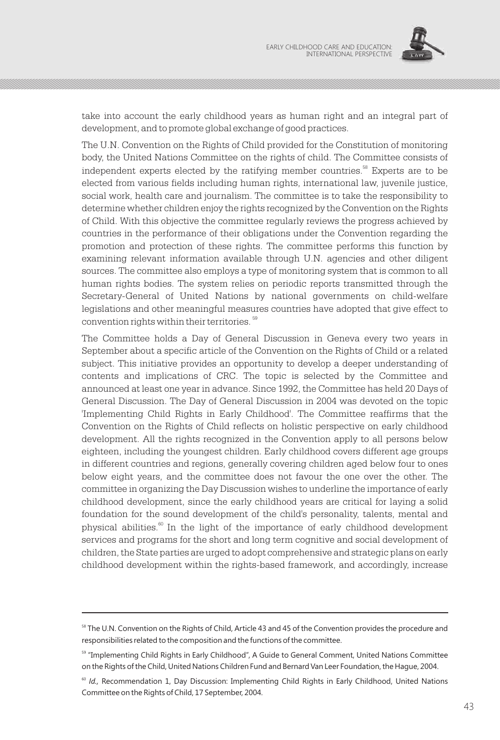take into account the early childhood years as human right and an integral part of development, and to promote global exchange of good practices.

The U.N. Convention on the Rights of Child provided for the Constitution of monitoring body, the United Nations Committee on the rights of child. The Committee consists of independent experts elected by the ratifying member countries.[58] Experts are to be elected from various fields including human rights, international law, juvenile justice, social work, health care and journalism. The committee is to take the responsibility to determine whether children enjoy the rights recognized by the Convention on the Rights of Child. With this objective the committee regularly reviews the progress achieved by countries in the performance of their obligations under the Convention regarding the promotion and protection of these rights. The committee performs this function by examining relevant information available through U.N. agencies and other diligent sources. The committee also employs a type of monitoring system that is common to all human rights bodies. The system relies on periodic reports transmitted through the Secretary-General of United Nations by national governments on child-welfare legislations and other meaningful measures countries have adopted that give effect to convention rights within their territories.[59]

The Committee holds a Day of General Discussion in Geneva every two years in September about a specific article of the Convention on the Rights of Child or a related subject. This initiative provides an opportunity to develop a deeper understanding of contents and implications of CRC. The topic is selected by the Committee and announced at least one year in advance. Since 1992, the Committee has held 20 Days of General Discussion. The Day of General Discussion in 2004 was devoted on the topic 'Implementing Child Rights in Early Childhood'. The Committee reaffirms that the Convention on the Rights of Child reflects on holistic perspective on early childhood development. All the rights recognized in the Convention apply to all persons below eighteen, including the youngest children. Early childhood covers different age groups in different countries and regions, generally covering children aged below four to ones below eight years, and the committee does not favour the one over the other. The committee in organizing the Day Discussion wishes to underline the importance of early childhood development, since the early childhood years are critical for laying a solid foundation for the sound development of the child's personality, talents, mental and physical abilities.[60] In the light of the importance of early childhood development services and programs for the short and long term cognitive and social development of children, the State parties are urged to adopt comprehensive and strategic plans on early childhood development within the rights-based framework, and accordingly, increase

---

[58] The U.N. Convention on the Rights of Child, Article 43 and 45 of the Convention provides the procedure and responsibilities related to the composition and the functions of the committee.

[59] "Implementing Child Rights in Early Childhood", A Guide to General Comment, United Nations Committee on the Rights of the Child, United Nations Children Fund and Bernard Van Leer Foundation, the Hague, 2004.

[60] *Id.,* Recommendation 1, Day Discussion: Implementing Child Rights in Early Childhood, United Nations Committee on the Rights of Child, 17 September, 2004.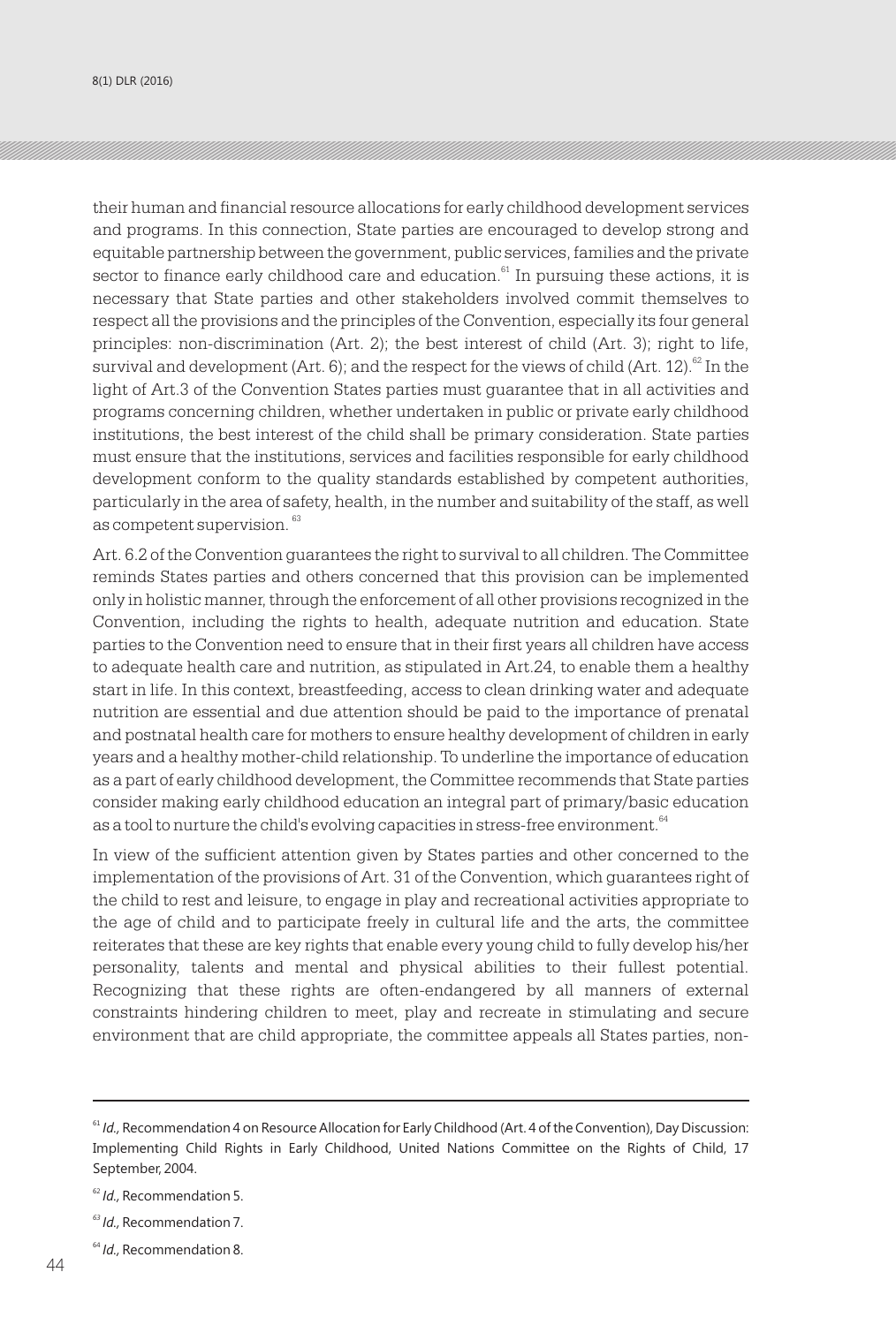their human and financial resource allocations for early childhood development services and programs. In this connection, State parties are encouraged to develop strong and equitable partnership between the government, public services, families and the private sector to finance early childhood care and education.[61] In pursuing these actions, it is necessary that State parties and other stakeholders involved commit themselves to respect all the provisions and the principles of the Convention, especially its four general principles: non-discrimination (Art. 2); the best interest of child (Art. 3); right to life, survival and development (Art. 6); and the respect for the views of child (Art. 12).[62] In the light of Art.3 of the Convention States parties must guarantee that in all activities and programs concerning children, whether undertaken in public or private early childhood institutions, the best interest of the child shall be primary consideration. State parties must ensure that the institutions, services and facilities responsible for early childhood development conform to the quality standards established by competent authorities, particularly in the area of safety, health, in the number and suitability of the staff, as well as competent supervision.[63]

Art. 6.2 of the Convention guarantees the right to survival to all children. The Committee reminds States parties and others concerned that this provision can be implemented only in holistic manner, through the enforcement of all other provisions recognized in the Convention, including the rights to health, adequate nutrition and education. State parties to the Convention need to ensure that in their first years all children have access to adequate health care and nutrition, as stipulated in Art.24, to enable them a healthy start in life. In this context, breastfeeding, access to clean drinking water and adequate nutrition are essential and due attention should be paid to the importance of prenatal and postnatal health care for mothers to ensure healthy development of children in early years and a healthy mother-child relationship. To underline the importance of education as a part of early childhood development, the Committee recommends that State parties consider making early childhood education an integral part of primary/basic education as a tool to nurture the child's evolving capacities in stress-free environment.[64]

In view of the sufficient attention given by States parties and other concerned to the implementation of the provisions of Art. 31 of the Convention, which guarantees right of the child to rest and leisure, to engage in play and recreational activities appropriate to the age of child and to participate freely in cultural life and the arts, the committee reiterates that these are key rights that enable every young child to fully develop his/her personality, talents and mental and physical abilities to their fullest potential. Recognizing that these rights are often-endangered by all manners of external constraints hindering children to meet, play and recreate in stimulating and secure environment that are child appropriate, the committee appeals all States parties, non-

---

[61] *Id.,* Recommendation 4 on Resource Allocation for Early Childhood (Art. 4 of the Convention), Day Discussion: Implementing Child Rights in Early Childhood, United Nations Committee on the Rights of Child, 17 September, 2004.

[62] *Id.,* Recommendation 5.

[63] *Id.,* Recommendation 7.

[64] *Id.,* Recommendation 8.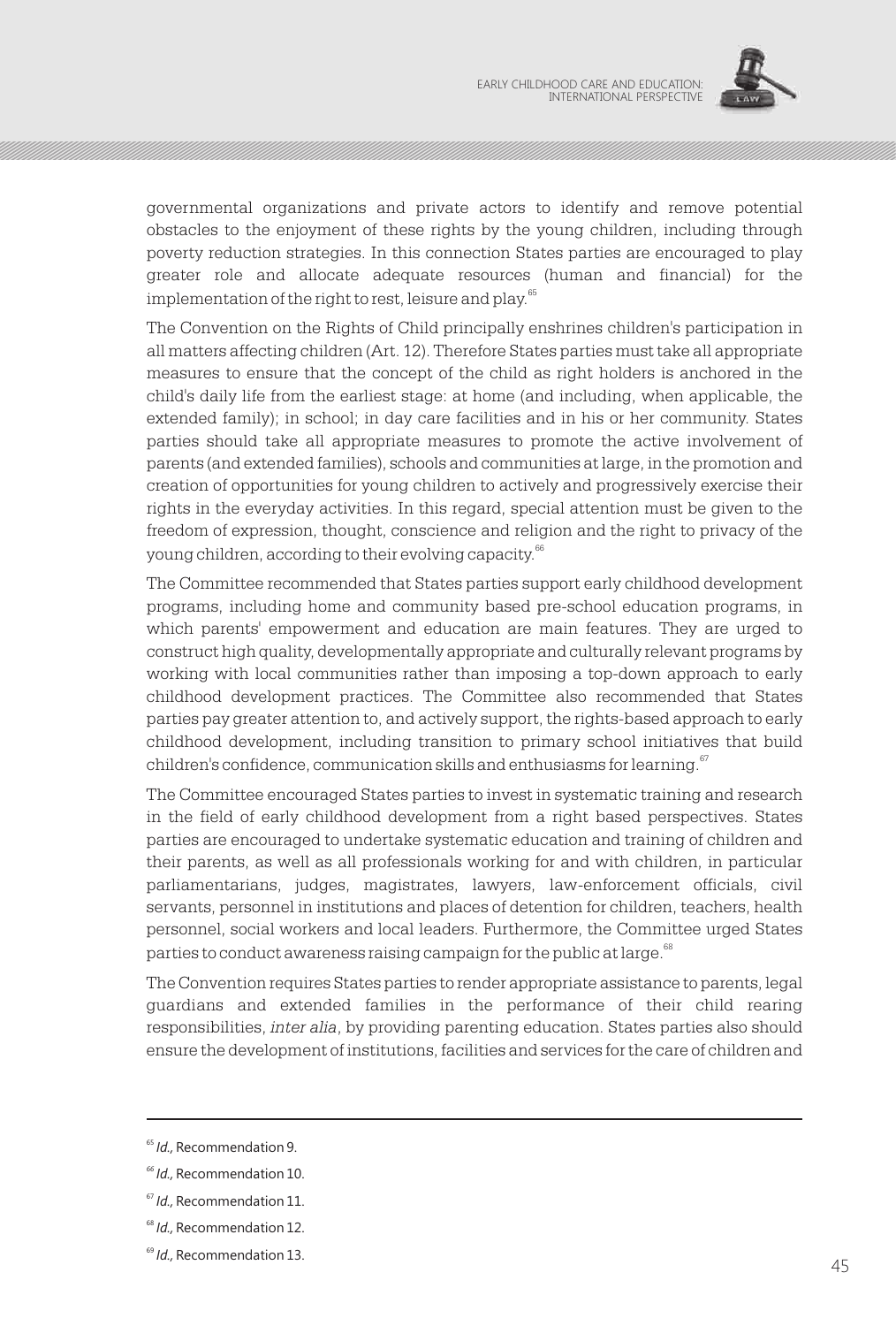governmental organizations and private actors to identify and remove potential obstacles to the enjoyment of these rights by the young children, including through poverty reduction strategies. In this connection States parties are encouraged to play greater role and allocate adequate resources (human and financial) for the implementation of the right to rest, leisure and play.[65]

The Convention on the Rights of Child principally enshrines children's participation in all matters affecting children (Art. 12). Therefore States parties must take all appropriate measures to ensure that the concept of the child as right holders is anchored in the child's daily life from the earliest stage: at home (and including, when applicable, the extended family); in school; in day care facilities and in his or her community. States parties should take all appropriate measures to promote the active involvement of parents (and extended families), schools and communities at large, in the promotion and creation of opportunities for young children to actively and progressively exercise their rights in the everyday activities. In this regard, special attention must be given to the freedom of expression, thought, conscience and religion and the right to privacy of the young children, according to their evolving capacity.[66]

The Committee recommended that States parties support early childhood development programs, including home and community based pre-school education programs, in which parents' empowerment and education are main features. They are urged to construct high quality, developmentally appropriate and culturally relevant programs by working with local communities rather than imposing a top-down approach to early childhood development practices. The Committee also recommended that States parties pay greater attention to, and actively support, the rights-based approach to early childhood development, including transition to primary school initiatives that build children's confidence, communication skills and enthusiasms for learning.[67]

The Committee encouraged States parties to invest in systematic training and research in the field of early childhood development from a right based perspectives. States parties are encouraged to undertake systematic education and training of children and their parents, as well as all professionals working for and with children, in particular parliamentarians, judges, magistrates, lawyers, law-enforcement officials, civil servants, personnel in institutions and places of detention for children, teachers, health personnel, social workers and local leaders. Furthermore, the Committee urged States parties to conduct awareness raising campaign for the public at large.[68]

The Convention requires States parties to render appropriate assistance to parents, legal guardians and extended families in the performance of their child rearing responsibilities, *inter alia*, by providing parenting education. States parties also should ensure the development of institutions, facilities and services for the care of children and

---

[65] *Id.,* Recommendation 9.

[66] *Id.,* Recommendation 10.

[67] *Id.,* Recommendation 11.

[68] *Id.,* Recommendation 12.

[69] *Id.,* Recommendation 13.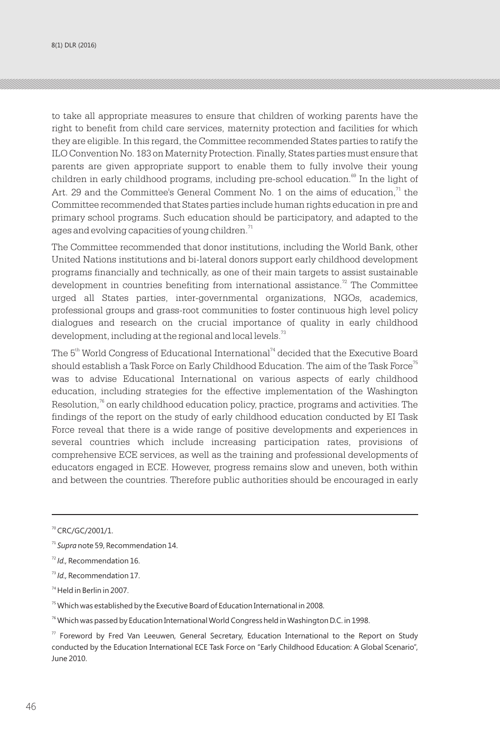to take all appropriate measures to ensure that children of working parents have the right to benefit from child care services, maternity protection and facilities for which they are eligible. In this regard, the Committee recommended States parties to ratify the ILO Convention No. 183 on Maternity Protection. Finally, States parties must ensure that parents are given appropriate support to enable them to fully involve their young children in early childhood programs, including pre-school education.[69] In the light of Art. 29 and the Committee's General Comment No. 1 on the aims of education,[71] the Committee recommended that States parties include human rights education in pre and primary school programs. Such education should be participatory, and adapted to the ages and evolving capacities of young children.[71]

The Committee recommended that donor institutions, including the World Bank, other United Nations institutions and bi-lateral donors support early childhood development programs financially and technically, as one of their main targets to assist sustainable development in countries benefiting from international assistance.[72] The Committee urged all States parties, inter-governmental organizations, NGOs, academics, professional groups and grass-root communities to foster continuous high level policy dialogues and research on the crucial importance of quality in early childhood development, including at the regional and local levels.[73]

The 5th World Congress of Educational International[74] decided that the Executive Board should establish a Task Force on Early Childhood Education. The aim of the Task Force[75] was to advise Educational International on various aspects of early childhood education, including strategies for the effective implementation of the Washington Resolution,[76] on early childhood education policy, practice, programs and activities. The findings of the report on the study of early childhood education conducted by EI Task Force reveal that there is a wide range of positive developments and experiences in several countries which include increasing participation rates, provisions of comprehensive ECE services, as well as the training and professional developments of educators engaged in ECE. However, progress remains slow and uneven, both within and between the countries. Therefore public authorities should be encouraged in early

---

[70] CRC/GC/2001/1.

[71] *Supra* note 59, Recommendation 14.

[72] *Id.,* Recommendation 16.

[73] *Id.,* Recommendation 17.

[74] Held in Berlin in 2007.

[75] Which was established by the Executive Board of Education International in 2008.

[76] Which was passed by Education International World Congress held in Washington D.C. in 1998.

[77] Foreword by Fred Van Leeuwen, General Secretary, Education International to the Report on Study conducted by the Education International ECE Task Force on "Early Childhood Education: A Global Scenario", June 2010.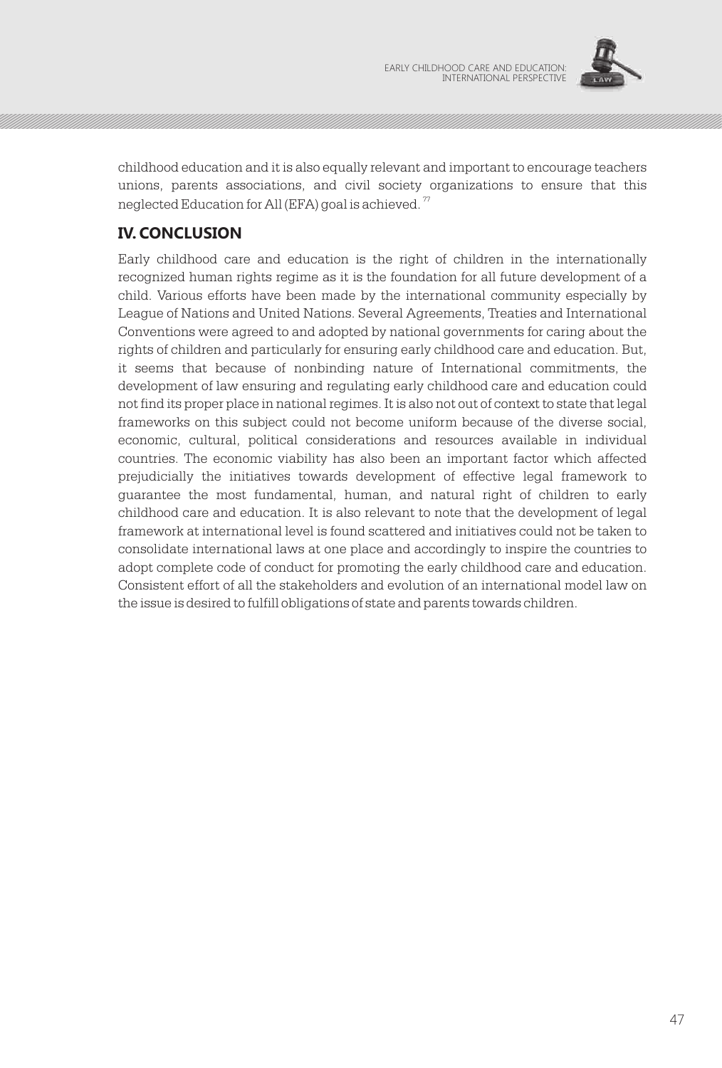childhood education and it is also equally relevant and important to encourage teachers unions, parents associations, and civil society organizations to ensure that this neglected Education for All (EFA) goal is achieved. [77]

## IV. CONCLUSION

Early childhood care and education is the right of children in the internationally recognized human rights regime as it is the foundation for all future development of a child. Various efforts have been made by the international community especially by League of Nations and United Nations. Several Agreements, Treaties and International Conventions were agreed to and adopted by national governments for caring about the rights of children and particularly for ensuring early childhood care and education. But, it seems that because of nonbinding nature of International commitments, the development of law ensuring and regulating early childhood care and education could not find its proper place in national regimes. It is also not out of context to state that legal frameworks on this subject could not become uniform because of the diverse social, economic, cultural, political considerations and resources available in individual countries. The economic viability has also been an important factor which affected prejudicially the initiatives towards development of effective legal framework to guarantee the most fundamental, human, and natural right of children to early childhood care and education. It is also relevant to note that the development of legal framework at international level is found scattered and initiatives could not be taken to consolidate international laws at one place and accordingly to inspire the countries to adopt complete code of conduct for promoting the early childhood care and education. Consistent effort of all the stakeholders and evolution of an international model law on the issue is desired to fulfill obligations of state and parents towards children.